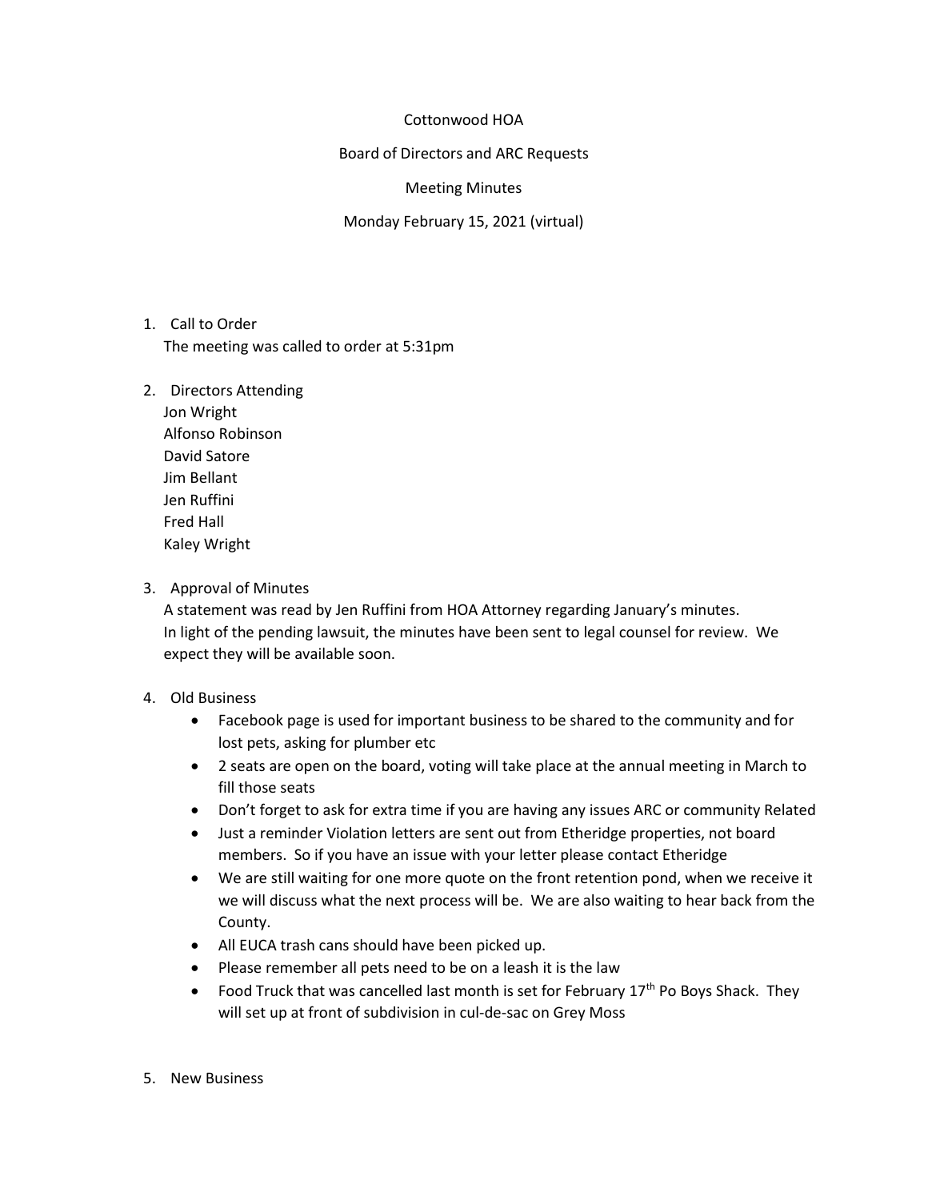Cottonwood HOA

Board of Directors and ARC Requests

Meeting Minutes

Monday February 15, 2021 (virtual)

1. Call to Order
   The meeting was called to order at 5:31pm

2. Directors Attending
   Jon Wright
   Alfonso Robinson
   David Satore
   Jim Bellant
   Jen Ruffini
   Fred Hall
   Kaley Wright

3. Approval of Minutes
   A statement was read by Jen Ruffini from HOA Attorney regarding January's minutes.
   In light of the pending lawsuit, the minutes have been sent to legal counsel for review. We expect they will be available soon.

4. Old Business
   - Facebook page is used for important business to be shared to the community and for lost pets, asking for plumber etc
   - 2 seats are open on the board, voting will take place at the annual meeting in March to fill those seats
   - Don't forget to ask for extra time if you are having any issues ARC or community Related
   - Just a reminder Violation letters are sent out from Etheridge properties, not board members. So if you have an issue with your letter please contact Etheridge
   - We are still waiting for one more quote on the front retention pond, when we receive it we will discuss what the next process will be. We are also waiting to hear back from the County.
   - All EUCA trash cans should have been picked up.
   - Please remember all pets need to be on a leash it is the law
   - Food Truck that was cancelled last month is set for February 17th Po Boys Shack. They will set up at front of subdivision in cul-de-sac on Grey Moss

5. New Business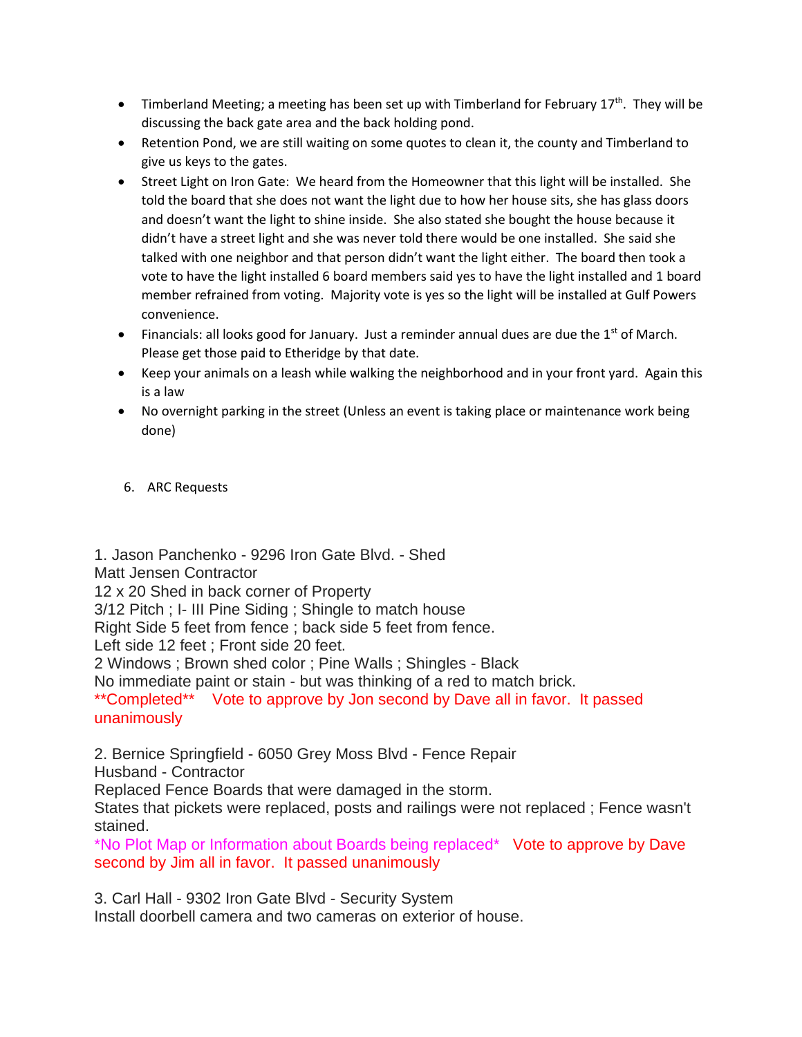- Timberland Meeting; a meeting has been set up with Timberland for February 17th. They will be discussing the back gate area and the back holding pond.
- Retention Pond, we are still waiting on some quotes to clean it, the county and Timberland to give us keys to the gates.
- Street Light on Iron Gate: We heard from the Homeowner that this light will be installed. She told the board that she does not want the light due to how her house sits, she has glass doors and doesn't want the light to shine inside. She also stated she bought the house because it didn't have a street light and she was never told there would be one installed. She said she talked with one neighbor and that person didn't want the light either. The board then took a vote to have the light installed 6 board members said yes to have the light installed and 1 board member refrained from voting. Majority vote is yes so the light will be installed at Gulf Powers convenience.
- Financials: all looks good for January. Just a reminder annual dues are due the 1st of March. Please get those paid to Etheridge by that date.
- Keep your animals on a leash while walking the neighborhood and in your front yard. Again this is a law
- No overnight parking in the street (Unless an event is taking place or maintenance work being done)

6. ARC Requests

1. Jason Panchenko - 9296 Iron Gate Blvd. - Shed
Matt Jensen Contractor
12 x 20 Shed in back corner of Property
3/12 Pitch ; I- III Pine Siding ; Shingle to match house
Right Side 5 feet from fence ; back side 5 feet from fence.
Left side 12 feet ; Front side 20 feet.
2 Windows ; Brown shed color ; Pine Walls ; Shingles - Black
No immediate paint or stain - but was thinking of a red to match brick.
**Completed** Vote to approve by Jon second by Dave all in favor. It passed unanimously

2. Bernice Springfield - 6050 Grey Moss Blvd - Fence Repair
Husband - Contractor
Replaced Fence Boards that were damaged in the storm.
States that pickets were replaced, posts and railings were not replaced ; Fence wasn't stained.
*No Plot Map or Information about Boards being replaced* Vote to approve by Dave second by Jim all in favor. It passed unanimously

3. Carl Hall - 9302 Iron Gate Blvd - Security System
Install doorbell camera and two cameras on exterior of house.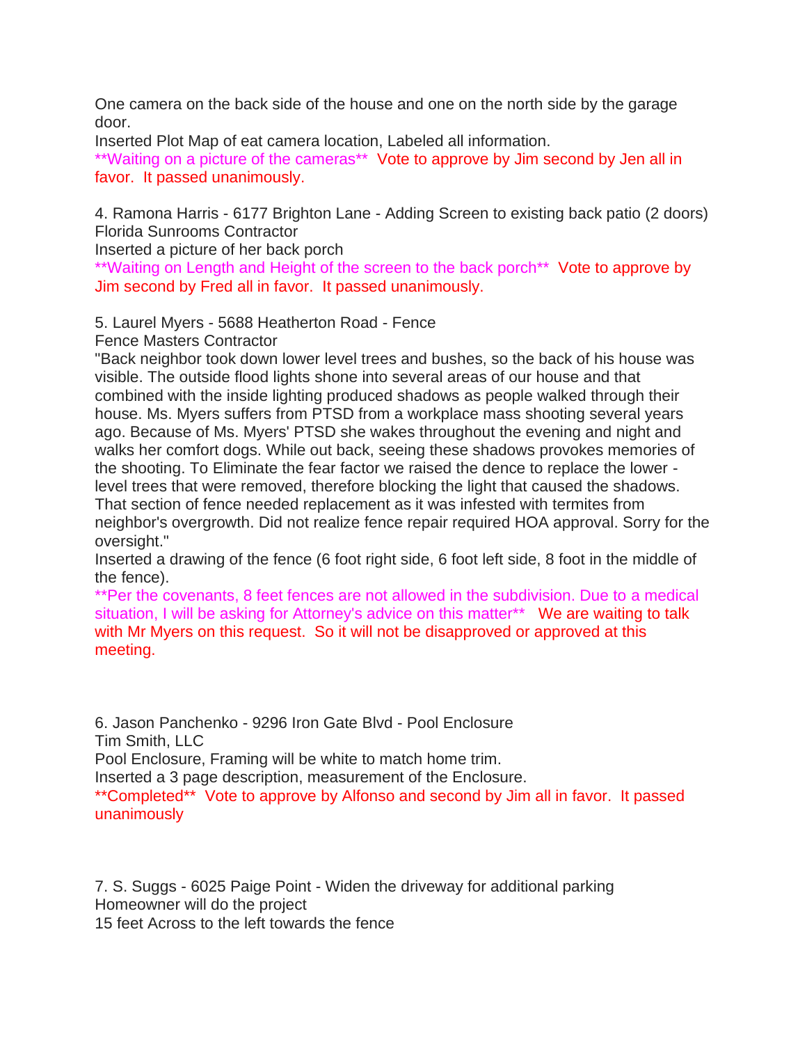One camera on the back side of the house and one on the north side by the garage door.
Inserted Plot Map of eat camera location, Labeled all information.
**Waiting on a picture of the cameras**  Vote to approve by Jim second by Jen all in favor.  It passed unanimously.

4. Ramona Harris - 6177 Brighton Lane - Adding Screen to existing back patio (2 doors)
Florida Sunrooms Contractor
Inserted a picture of her back porch
**Waiting on Length and Height of the screen to the back porch**  Vote to approve by Jim second by Fred all in favor.  It passed unanimously.

5. Laurel Myers - 5688 Heatherton Road - Fence
Fence Masters Contractor
"Back neighbor took down lower level trees and bushes, so the back of his house was visible. The outside flood lights shone into several areas of our house and that combined with the inside lighting produced shadows as people walked through their house. Ms. Myers suffers from PTSD from a workplace mass shooting several years ago. Because of Ms. Myers' PTSD she wakes throughout the evening and night and walks her comfort dogs. While out back, seeing these shadows provokes memories of the shooting. To Eliminate the fear factor we raised the dence to replace the lower - level trees that were removed, therefore blocking the light that caused the shadows. That section of fence needed replacement as it was infested with termites from neighbor's overgrowth. Did not realize fence repair required HOA approval. Sorry for the oversight."
Inserted a drawing of the fence (6 foot right side, 6 foot left side, 8 foot in the middle of the fence).
**Per the covenants, 8 feet fences are not allowed in the subdivision. Due to a medical situation, I will be asking for Attorney's advice on this matter**   We are waiting to talk with Mr Myers on this request.  So it will not be disapproved or approved at this meeting.

6. Jason Panchenko - 9296 Iron Gate Blvd - Pool Enclosure
Tim Smith, LLC
Pool Enclosure, Framing will be white to match home trim.
Inserted a 3 page description, measurement of the Enclosure.
**Completed**  Vote to approve by Alfonso and second by Jim all in favor.  It passed unanimously

7. S. Suggs - 6025 Paige Point - Widen the driveway for additional parking
Homeowner will do the project
15 feet Across to the left towards the fence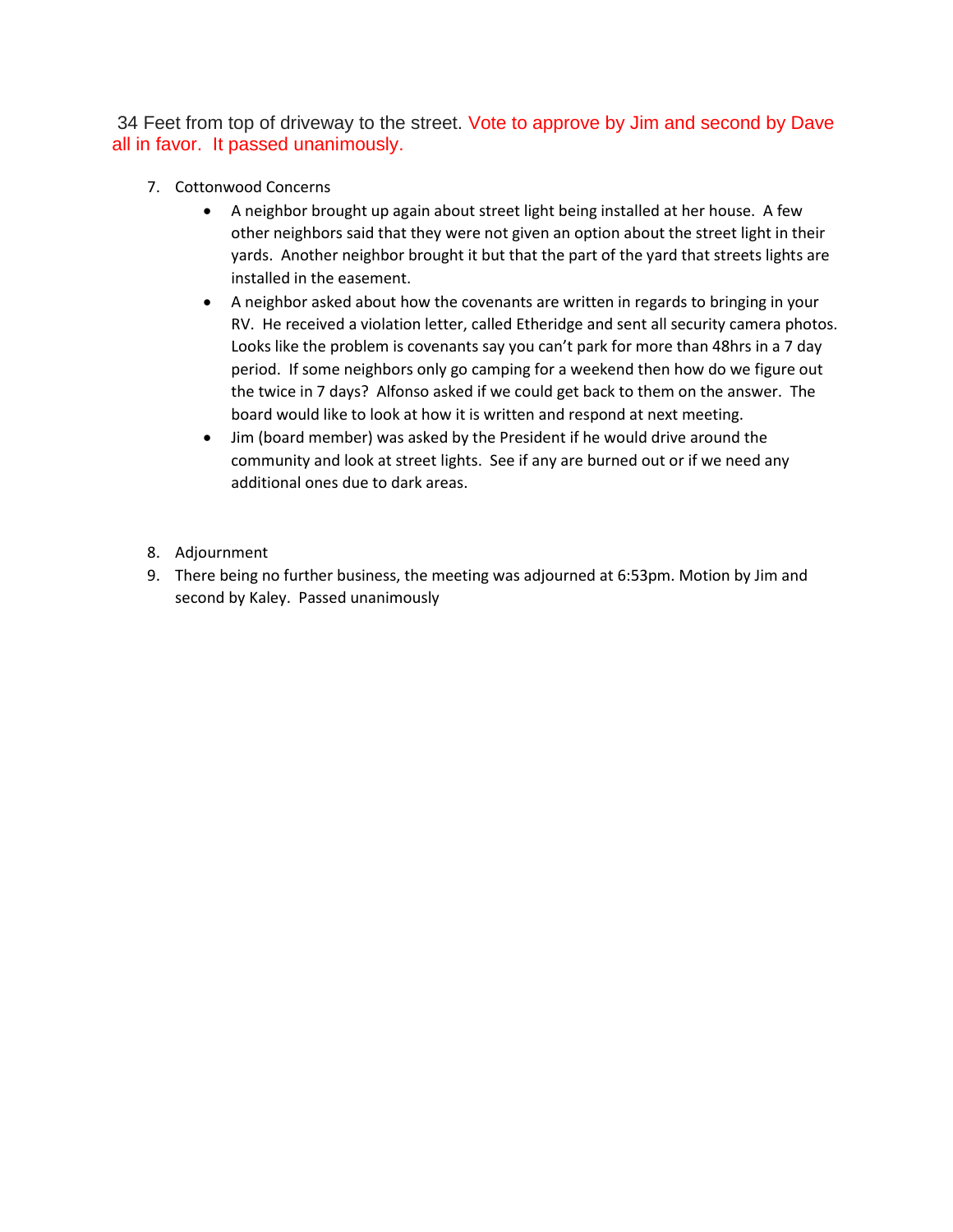34 Feet from top of driveway to the street. Vote to approve by Jim and second by Dave all in favor. It passed unanimously.

7. Cottonwood Concerns
   - A neighbor brought up again about street light being installed at her house. A few other neighbors said that they were not given an option about the street light in their yards. Another neighbor brought it but that the part of the yard that streets lights are installed in the easement.
   - A neighbor asked about how the covenants are written in regards to bringing in your RV. He received a violation letter, called Etheridge and sent all security camera photos. Looks like the problem is covenants say you can't park for more than 48hrs in a 7 day period. If some neighbors only go camping for a weekend then how do we figure out the twice in 7 days? Alfonso asked if we could get back to them on the answer. The board would like to look at how it is written and respond at next meeting.
   - Jim (board member) was asked by the President if he would drive around the community and look at street lights. See if any are burned out or if we need any additional ones due to dark areas.

8. Adjournment
9. There being no further business, the meeting was adjourned at 6:53pm. Motion by Jim and second by Kaley. Passed unanimously